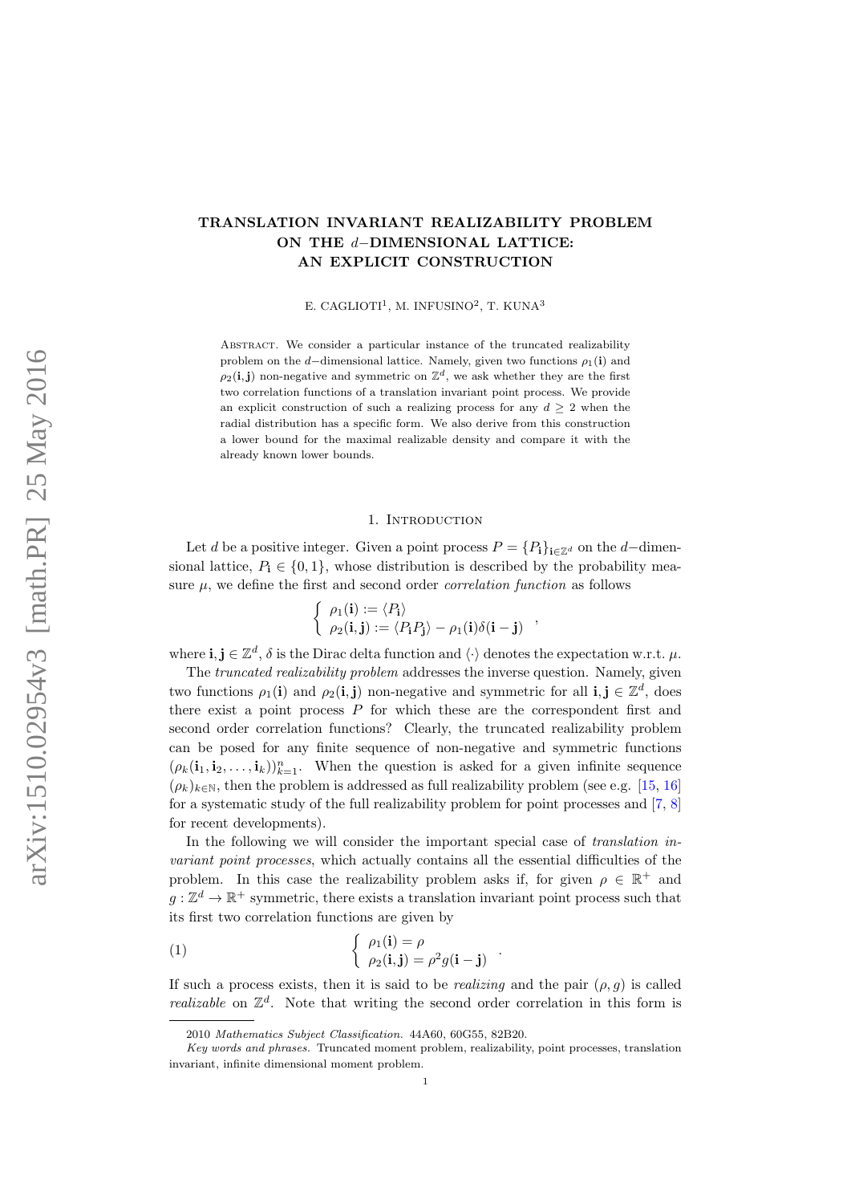# TRANSLATION INVARIANT REALIZABILITY PROBLEM ON THE $d$–DIMENSIONAL LATTICE: AN EXPLICIT CONSTRUCTION

E. CAGLIOTI[1], M. INFUSINO[2], T. KUNA[3]

Abstract. We consider a particular instance of the truncated realizability problem on the $d$–dimensional lattice. Namely, given two functions $\rho_1(\mathbf{i})$ and $\rho_2(\mathbf{i}, \mathbf{j})$ non-negative and symmetric on $\mathbb{Z}^d$, we ask whether they are the first two correlation functions of a translation invariant point process. We provide an explicit construction of such a realizing process for any $d \geq 2$ when the radial distribution has a specific form. We also derive from this construction a lower bound for the maximal realizable density and compare it with the already known lower bounds.

## 1. Introduction

Let $d$ be a positive integer. Given a point process $P = \{P_\mathbf{i}\}_{\mathbf{i}\in\mathbb{Z}^d}$ on the $d$–dimensional lattice, $P_\mathbf{i} \in \{0, 1\}$, whose distribution is described by the probability measure $\mu$, we define the first and second order *correlation function* as follows

$$\begin{cases} \rho_1(\mathbf{i}) := \langle P_\mathbf{i} \rangle \\ \rho_2(\mathbf{i}, \mathbf{j}) := \langle P_\mathbf{i} P_\mathbf{j} \rangle - \rho_1(\mathbf{i})\delta(\mathbf{i} - \mathbf{j}) \end{cases},$$

where $\mathbf{i}, \mathbf{j} \in \mathbb{Z}^d$, $\delta$ is the Dirac delta function and $\langle\cdot\rangle$ denotes the expectation w.r.t. $\mu$.

The *truncated realizability problem* addresses the inverse question. Namely, given two functions $\rho_1(\mathbf{i})$ and $\rho_2(\mathbf{i}, \mathbf{j})$ non-negative and symmetric for all $\mathbf{i}, \mathbf{j} \in \mathbb{Z}^d$, does there exist a point process $P$ for which these are the correspondent first and second order correlation functions? Clearly, the truncated realizability problem can be posed for any finite sequence of non-negative and symmetric functions $(\rho_k(\mathbf{i}_1, \mathbf{i}_2, \ldots, \mathbf{i}_k))_{k=1}^n$. When the question is asked for a given infinite sequence $(\rho_k)_{k\in\mathbb{N}}$, then the problem is addressed as full realizability problem (see e.g. [15, 16] for a systematic study of the full realizability problem for point processes and [7, 8] for recent developments).

In the following we will consider the important special case of *translation invariant point processes*, which actually contains all the essential difficulties of the problem. In this case the realizability problem asks if, for given $\rho \in \mathbb{R}^+$ and $g : \mathbb{Z}^d \to \mathbb{R}^+$ symmetric, there exists a translation invariant point process such that its first two correlation functions are given by

$$\begin{cases} \rho_1(\mathbf{i}) = \rho \\ \rho_2(\mathbf{i}, \mathbf{j}) = \rho^2 g(\mathbf{i} - \mathbf{j}) \end{cases}. \tag{1}$$

If such a process exists, then it is said to be *realizing* and the pair $(\rho, g)$ is called *realizable* on $\mathbb{Z}^d$. Note that writing the second order correlation in this form is

2010 *Mathematics Subject Classification.* 44A60, 60G55, 82B20.

*Key words and phrases.* Truncated moment problem, realizability, point processes, translation invariant, infinite dimensional moment problem.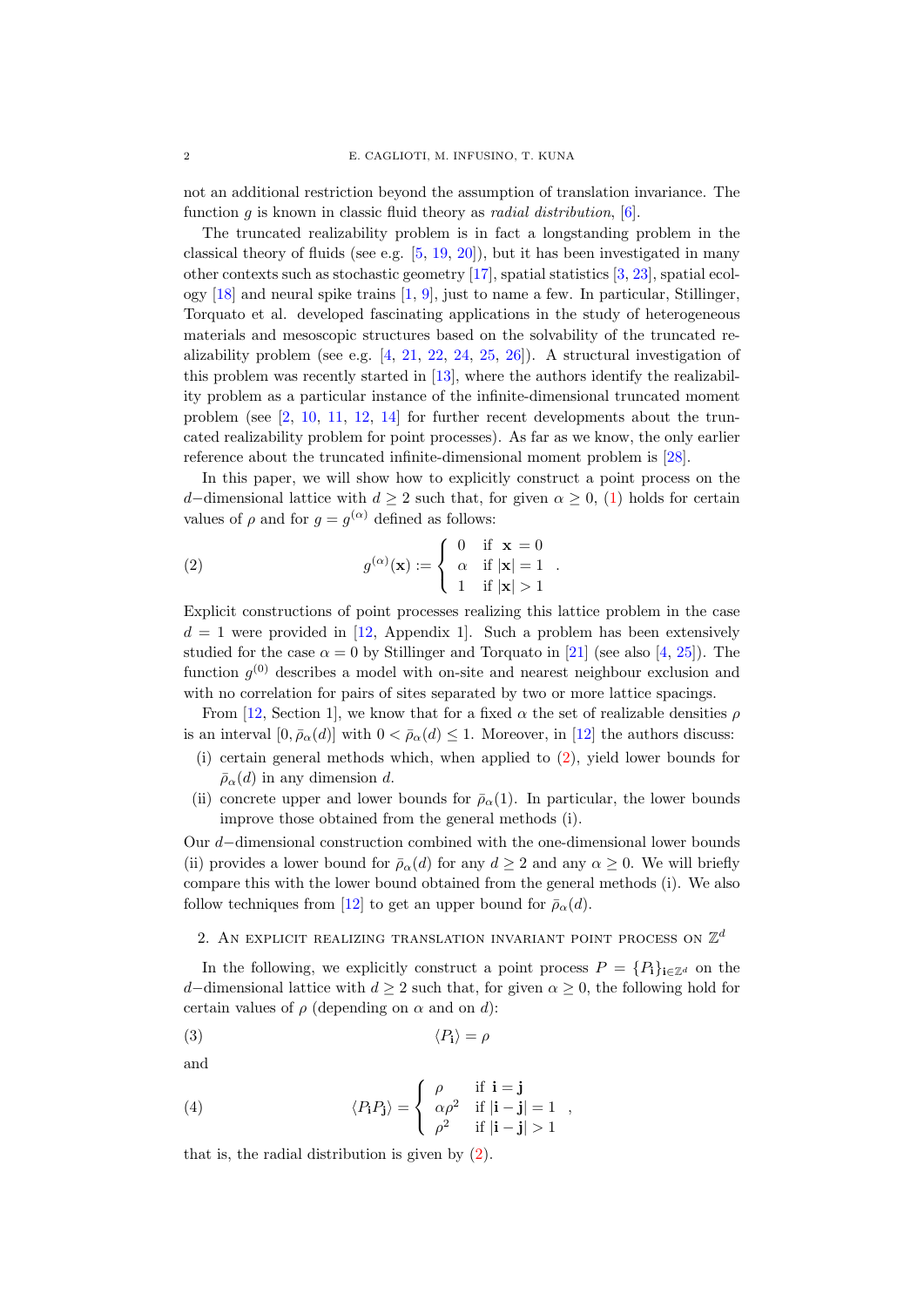not an additional restriction beyond the assumption of translation invariance. The function $g$ is known in classic fluid theory as *radial distribution*, [6].

The truncated realizability problem is in fact a longstanding problem in the classical theory of fluids (see e.g. [5, 19, 20]), but it has been investigated in many other contexts such as stochastic geometry [17], spatial statistics [3, 23], spatial ecology [18] and neural spike trains [1, 9], just to name a few. In particular, Stillinger, Torquato et al. developed fascinating applications in the study of heterogeneous materials and mesoscopic structures based on the solvability of the truncated realizability problem (see e.g. [4, 21, 22, 24, 25, 26]). A structural investigation of this problem was recently started in [13], where the authors identify the realizability problem as a particular instance of the infinite-dimensional truncated moment problem (see [2, 10, 11, 12, 14] for further recent developments about the truncated realizability problem for point processes). As far as we know, the only earlier reference about the truncated infinite-dimensional moment problem is [28].

In this paper, we will show how to explicitly construct a point process on the $d-$dimensional lattice with $d \geq 2$ such that, for given $\alpha \geq 0$, (1) holds for certain values of $\rho$ and for $g = g^{(\alpha)}$ defined as follows:

$$
g^{(\alpha)}(\mathbf{x}) := \begin{cases} 0 & \text{if } \mathbf{x} = 0 \\ \alpha & \text{if } |\mathbf{x}| = 1 \\ 1 & \text{if } |\mathbf{x}| > 1 \end{cases} . \tag{2}
$$

Explicit constructions of point processes realizing this lattice problem in the case $d = 1$ were provided in [12, Appendix 1]. Such a problem has been extensively studied for the case $\alpha = 0$ by Stillinger and Torquato in [21] (see also [4, 25]). The function $g^{(0)}$ describes a model with on-site and nearest neighbour exclusion and with no correlation for pairs of sites separated by two or more lattice spacings.

From [12, Section 1], we know that for a fixed $\alpha$ the set of realizable densities $\rho$ is an interval $[0, \bar{\rho}_\alpha(d)]$ with $0 < \bar{\rho}_\alpha(d) \leq 1$. Moreover, in [12] the authors discuss:

(i) certain general methods which, when applied to (2), yield lower bounds for $\bar{\rho}_\alpha(d)$ in any dimension $d$.

(ii) concrete upper and lower bounds for $\bar{\rho}_\alpha(1)$. In particular, the lower bounds improve those obtained from the general methods (i).

Our $d-$dimensional construction combined with the one-dimensional lower bounds (ii) provides a lower bound for $\bar{\rho}_\alpha(d)$ for any $d \geq 2$ and any $\alpha \geq 0$. We will briefly compare this with the lower bound obtained from the general methods (i). We also follow techniques from [12] to get an upper bound for $\bar{\rho}_\alpha(d)$.

## 2. An explicit realizing translation invariant point process on $\mathbb{Z}^d$

In the following, we explicitly construct a point process $P = \{P_\mathbf{i}\}_{\mathbf{i} \in \mathbb{Z}^d}$ on the $d-$dimensional lattice with $d \geq 2$ such that, for given $\alpha \geq 0$, the following hold for certain values of $\rho$ (depending on $\alpha$ and on $d$):

$$
\langle P_\mathbf{i} \rangle = \rho \tag{3}
$$

and

$$
\langle P_\mathbf{i} P_\mathbf{j} \rangle = \begin{cases} \rho & \text{if } \mathbf{i} = \mathbf{j} \\ \alpha \rho^2 & \text{if } |\mathbf{i} - \mathbf{j}| = 1 \\ \rho^2 & \text{if } |\mathbf{i} - \mathbf{j}| > 1 \end{cases} , \tag{4}
$$

that is, the radial distribution is given by (2).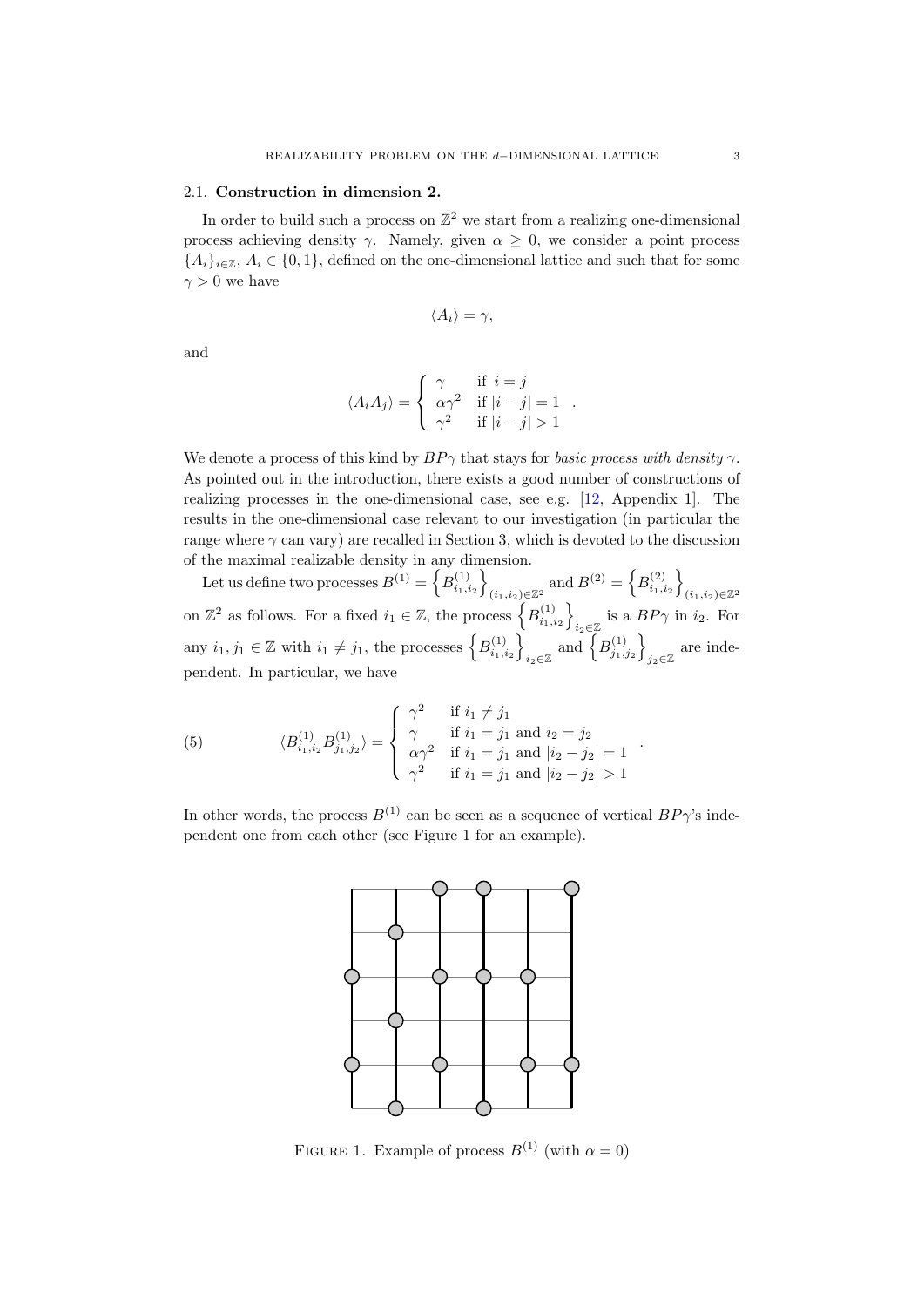### 2.1. **Construction in dimension 2.**

In order to build such a process on $\mathbb{Z}^2$ we start from a realizing one-dimensional process achieving density $\gamma$. Namely, given $\alpha \geq 0$, we consider a point process $\{A_i\}_{i\in\mathbb{Z}}$, $A_i \in \{0,1\}$, defined on the one-dimensional lattice and such that for some $\gamma > 0$ we have

$$\langle A_i \rangle = \gamma,$$

and

$$\langle A_i A_j \rangle = \begin{cases} \gamma & \text{if } i = j \\ \alpha\gamma^2 & \text{if } |i-j| = 1 \\ \gamma^2 & \text{if } |i-j| > 1 \end{cases} .$$

We denote a process of this kind by $BP\gamma$ that stays for *basic process with density* $\gamma$. As pointed out in the introduction, there exists a good number of constructions of realizing processes in the one-dimensional case, see e.g. [12, Appendix 1]. The results in the one-dimensional case relevant to our investigation (in particular the range where $\gamma$ can vary) are recalled in Section 3, which is devoted to the discussion of the maximal realizable density in any dimension.

Let us define two processes $B^{(1)} = \left\{B^{(1)}_{i_1,i_2}\right\}_{(i_1,i_2)\in\mathbb{Z}^2}$ and $B^{(2)} = \left\{B^{(2)}_{i_1,i_2}\right\}_{(i_1,i_2)\in\mathbb{Z}^2}$ on $\mathbb{Z}^2$ as follows. For a fixed $i_1 \in \mathbb{Z}$, the process $\left\{B^{(1)}_{i_1,i_2}\right\}_{i_2\in\mathbb{Z}}$ is a $BP\gamma$ in $i_2$. For any $i_1, j_1 \in \mathbb{Z}$ with $i_1 \neq j_1$, the processes $\left\{B^{(1)}_{i_1,i_2}\right\}_{i_2\in\mathbb{Z}}$ and $\left\{B^{(1)}_{j_1,j_2}\right\}_{j_2\in\mathbb{Z}}$ are independent. In particular, we have

$$\langle B^{(1)}_{i_1,i_2} B^{(1)}_{j_1,j_2} \rangle = \begin{cases} \gamma^2 & \text{if } i_1 \neq j_1 \\ \gamma & \text{if } i_1 = j_1 \text{ and } i_2 = j_2 \\ \alpha\gamma^2 & \text{if } i_1 = j_1 \text{ and } |i_2 - j_2| = 1 \\ \gamma^2 & \text{if } i_1 = j_1 \text{ and } |i_2 - j_2| > 1 \end{cases} . \tag{5}$$

In other words, the process $B^{(1)}$ can be seen as a sequence of vertical $BP\gamma$'s independent one from each other (see Figure 1 for an example).

Figure 1. Example of process $B^{(1)}$ (with $\alpha = 0$)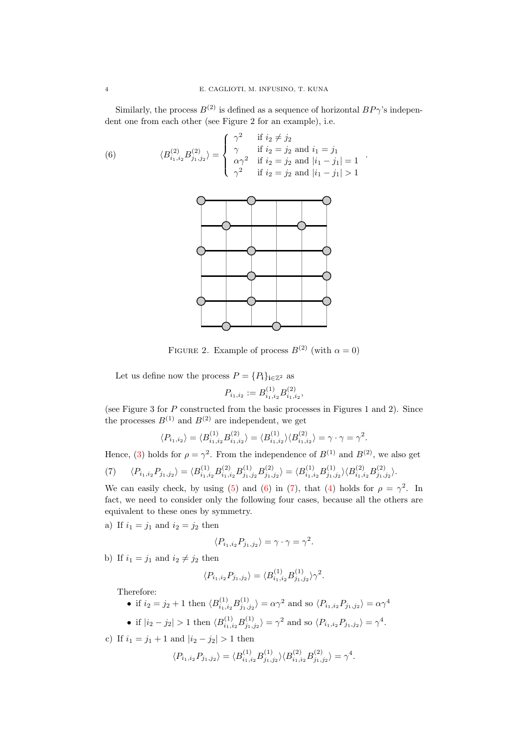Similarly, the process $B^{(2)}$ is defined as a sequence of horizontal $BP\gamma$'s independent one from each other (see Figure 2 for an example), i.e.

$$\langle B^{(2)}_{i_1,i_2} B^{(2)}_{j_1,j_2} \rangle = \begin{cases} \gamma^2 & \text{if } i_2 \neq j_2 \\ \gamma & \text{if } i_2 = j_2 \text{ and } i_1 = j_1 \\ \alpha\gamma^2 & \text{if } i_2 = j_2 \text{ and } |i_1 - j_1| = 1 \\ \gamma^2 & \text{if } i_2 = j_2 \text{ and } |i_1 - j_1| > 1 \end{cases} . \tag{6}$$

FIGURE 2. Example of process $B^{(2)}$ (with $\alpha = 0$)

Let us define now the process $P = \{P_{\mathbf{i}}\}_{\mathbf{i} \in \mathbb{Z}^2}$ as

$$P_{i_1,i_2} := B^{(1)}_{i_1,i_2} B^{(2)}_{i_1,i_2},$$

(see Figure 3 for $P$ constructed from the basic processes in Figures 1 and 2). Since the processes $B^{(1)}$ and $B^{(2)}$ are independent, we get

$$\langle P_{i_1,i_2} \rangle = \langle B^{(1)}_{i_1,i_2} B^{(2)}_{i_1,i_2} \rangle = \langle B^{(1)}_{i_1,i_2} \rangle \langle B^{(2)}_{i_1,i_2} \rangle = \gamma \cdot \gamma = \gamma^2.$$

Hence, (3) holds for $\rho = \gamma^2$. From the independence of $B^{(1)}$ and $B^{(2)}$, we also get

$$\langle P_{i_1,i_2} P_{j_1,j_2} \rangle = \langle B^{(1)}_{i_1,i_2} B^{(2)}_{i_1,i_2} B^{(1)}_{j_1,j_2} B^{(2)}_{j_1,j_2} \rangle = \langle B^{(1)}_{i_1,i_2} B^{(1)}_{j_1,j_2} \rangle \langle B^{(2)}_{i_1,i_2} B^{(2)}_{j_1,j_2} \rangle. \tag{7}$$

We can easily check, by using (5) and (6) in (7), that (4) holds for $\rho = \gamma^2$. In fact, we need to consider only the following four cases, because all the others are equivalent to these ones by symmetry.

a) If $i_1 = j_1$ and $i_2 = j_2$ then

$$\langle P_{i_1,i_2} P_{j_1,j_2} \rangle = \gamma \cdot \gamma = \gamma^2.$$

b) If $i_1 = j_1$ and $i_2 \neq j_2$ then

$$\langle P_{i_1,i_2} P_{j_1,j_2} \rangle = \langle B^{(1)}_{i_1,i_2} B^{(1)}_{j_1,j_2} \rangle \gamma^2.$$

Therefore:

- if $i_2 = j_2 + 1$ then $\langle B^{(1)}_{i_1,i_2} B^{(1)}_{j_1,j_2} \rangle = \alpha\gamma^2$ and so $\langle P_{i_1,i_2} P_{j_1,j_2} \rangle = \alpha\gamma^4$
- if $|i_2 - j_2| > 1$ then $\langle B^{(1)}_{i_1,i_2} B^{(1)}_{j_1,j_2} \rangle = \gamma^2$ and so $\langle P_{i_1,i_2} P_{j_1,j_2} \rangle = \gamma^4$.

c) If $i_1 = j_1 + 1$ and $|i_2 - j_2| > 1$ then

$$\langle P_{i_1,i_2} P_{j_1,j_2} \rangle = \langle B^{(1)}_{i_1,i_2} B^{(1)}_{j_1,j_2} \rangle \langle B^{(2)}_{i_1,i_2} B^{(2)}_{j_1,j_2} \rangle = \gamma^4.$$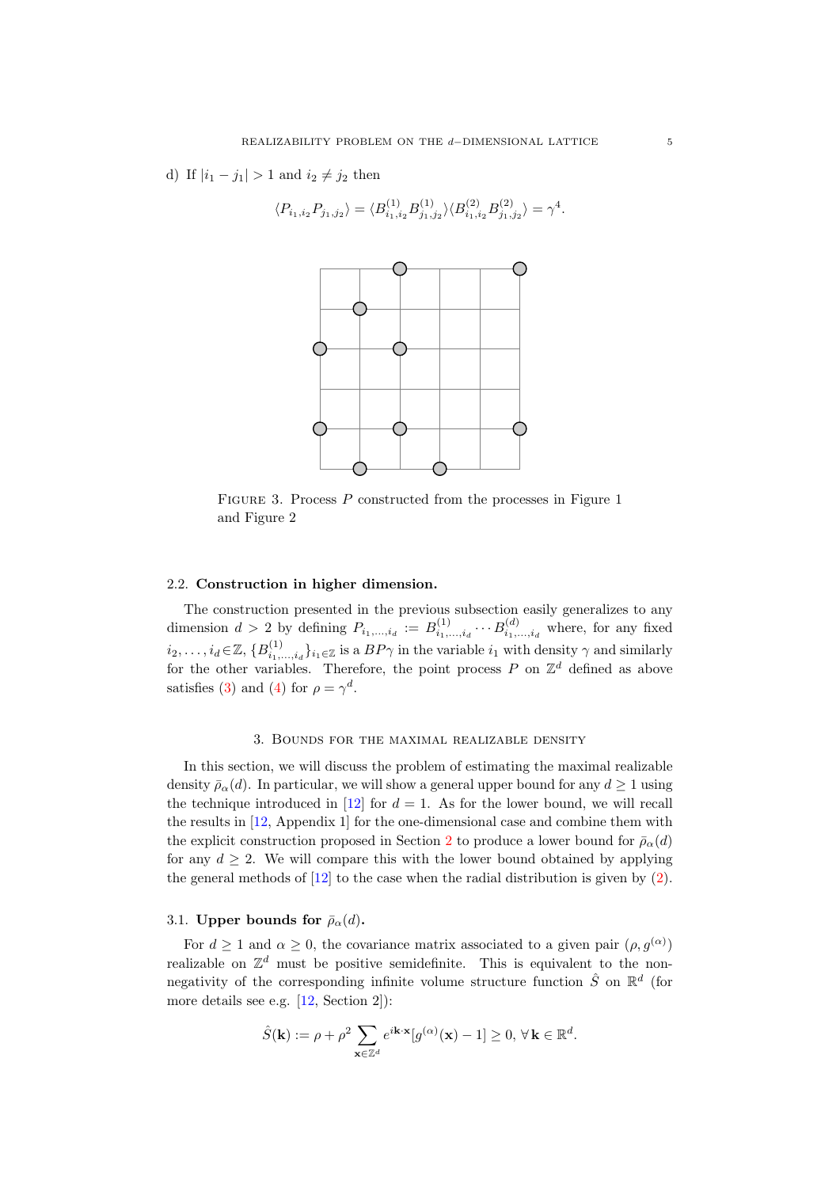d) If $|i_1 - j_1| > 1$ and $i_2 \neq j_2$ then

$$\langle P_{i_1,i_2} P_{j_1,j_2} \rangle = \langle B^{(1)}_{i_1,i_2} B^{(1)}_{j_1,j_2} \rangle \langle B^{(2)}_{i_1,i_2} B^{(2)}_{j_1,j_2} \rangle = \gamma^4.$$

FIGURE 3. Process $P$ constructed from the processes in Figure 1 and Figure 2

### 2.2. Construction in higher dimension.

The construction presented in the previous subsection easily generalizes to any dimension $d > 2$ by defining $P_{i_1,\ldots,i_d} := B^{(1)}_{i_1,\ldots,i_d} \cdots B^{(d)}_{i_1,\ldots,i_d}$ where, for any fixed $i_2, \ldots, i_d \in \mathbb{Z}$, $\{B^{(1)}_{i_1,\ldots,i_d}\}_{i_1 \in \mathbb{Z}}$ is a $BP\gamma$ in the variable $i_1$ with density $\gamma$ and similarly for the other variables. Therefore, the point process $P$ on $\mathbb{Z}^d$ defined as above satisfies (3) and (4) for $\rho = \gamma^d$.

## 3. Bounds for the maximal realizable density

In this section, we will discuss the problem of estimating the maximal realizable density $\bar{\rho}_\alpha(d)$. In particular, we will show a general upper bound for any $d \geq 1$ using the technique introduced in [12] for $d = 1$. As for the lower bound, we will recall the results in [12, Appendix 1] for the one-dimensional case and combine them with the explicit construction proposed in Section 2 to produce a lower bound for $\bar{\rho}_\alpha(d)$ for any $d \geq 2$. We will compare this with the lower bound obtained by applying the general methods of [12] to the case when the radial distribution is given by (2).

### 3.1. Upper bounds for $\bar{\rho}_\alpha(d)$.

For $d \geq 1$ and $\alpha \geq 0$, the covariance matrix associated to a given pair $(\rho, g^{(\alpha)})$ realizable on $\mathbb{Z}^d$ must be positive semidefinite. This is equivalent to the non-negativity of the corresponding infinite volume structure function $\hat{S}$ on $\mathbb{R}^d$ (for more details see e.g. [12, Section 2]):

$$\hat{S}(\mathbf{k}) := \rho + \rho^2 \sum_{\mathbf{x} \in \mathbb{Z}^d} e^{i\mathbf{k}\cdot\mathbf{x}} [g^{(\alpha)}(\mathbf{x}) - 1] \geq 0, \ \forall\, \mathbf{k} \in \mathbb{R}^d.$$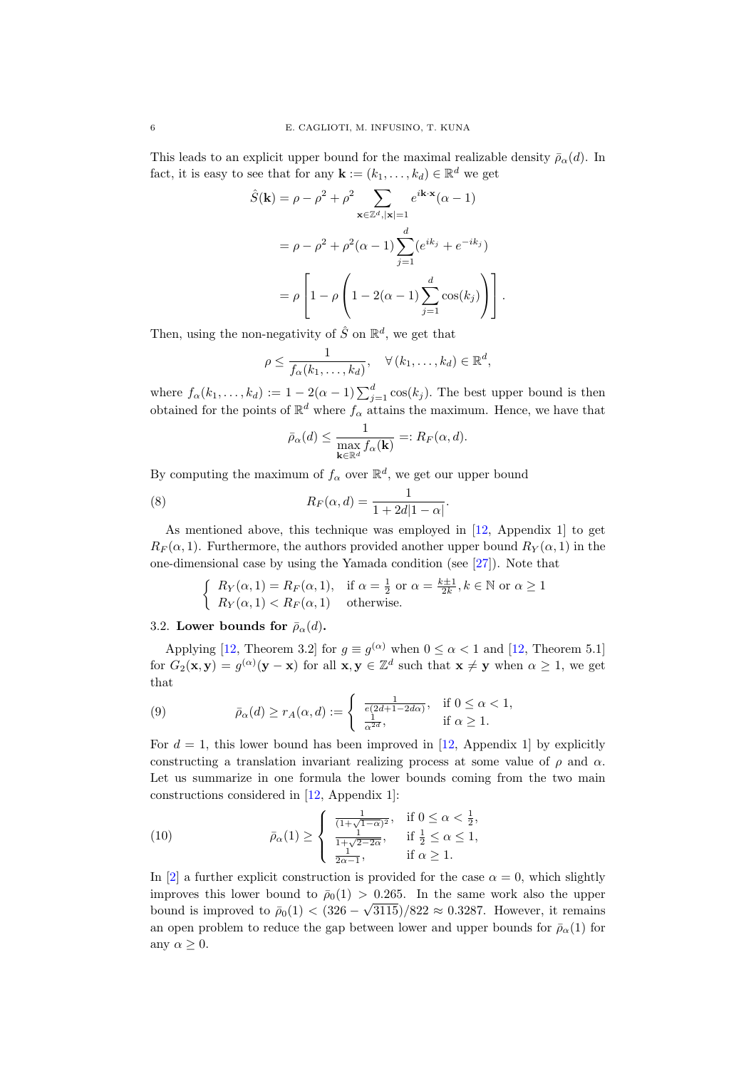This leads to an explicit upper bound for the maximal realizable density $\bar{\rho}_\alpha(d)$. In fact, it is easy to see that for any $\mathbf{k} := (k_1, \ldots, k_d) \in \mathbb{R}^d$ we get

$$
\begin{aligned}
\hat{S}(\mathbf{k}) &= \rho - \rho^2 + \rho^2 \sum_{\mathbf{x}\in\mathbb{Z}^d, |\mathbf{x}|=1} e^{i\mathbf{k}\cdot\mathbf{x}}(\alpha - 1) \\
&= \rho - \rho^2 + \rho^2(\alpha - 1)\sum_{j=1}^{d}(e^{ik_j} + e^{-ik_j}) \\
&= \rho\left[1 - \rho\left(1 - 2(\alpha-1)\sum_{j=1}^{d}\cos(k_j)\right)\right].
\end{aligned}
$$

Then, using the non-negativity of $\hat{S}$ on $\mathbb{R}^d$, we get that

$$
\rho \leq \frac{1}{f_\alpha(k_1, \ldots, k_d)}, \quad \forall\, (k_1, \ldots, k_d) \in \mathbb{R}^d,
$$

where $f_\alpha(k_1, \ldots, k_d) := 1 - 2(\alpha - 1)\sum_{j=1}^{d}\cos(k_j)$. The best upper bound is then obtained for the points of $\mathbb{R}^d$ where $f_\alpha$ attains the maximum. Hence, we have that

$$
\bar{\rho}_\alpha(d) \leq \frac{1}{\max\limits_{\mathbf{k}\in\mathbb{R}^d} f_\alpha(\mathbf{k})} =: R_F(\alpha, d).
$$

By computing the maximum of $f_\alpha$ over $\mathbb{R}^d$, we get our upper bound

$$
R_F(\alpha, d) = \frac{1}{1 + 2d|1-\alpha|}. \tag{8}
$$

As mentioned above, this technique was employed in [12, Appendix 1] to get $R_F(\alpha, 1)$. Furthermore, the authors provided another upper bound $R_Y(\alpha, 1)$ in the one-dimensional case by using the Yamada condition (see [27]). Note that

$$
\begin{cases}
R_Y(\alpha, 1) = R_F(\alpha, 1), & \text{if } \alpha = \frac{1}{2} \text{ or } \alpha = \frac{k\pm 1}{2k}, k \in \mathbb{N} \text{ or } \alpha \geq 1 \\
R_Y(\alpha, 1) < R_F(\alpha, 1) & \text{otherwise.}
\end{cases}
$$

### 3.2. Lower bounds for $\bar{\rho}_\alpha(d)$.

Applying [12, Theorem 3.2] for $g \equiv g^{(\alpha)}$ when $0 \leq \alpha < 1$ and [12, Theorem 5.1] for $G_2(\mathbf{x}, \mathbf{y}) = g^{(\alpha)}(\mathbf{y} - \mathbf{x})$ for all $\mathbf{x}, \mathbf{y} \in \mathbb{Z}^d$ such that $\mathbf{x} \neq \mathbf{y}$ when $\alpha \geq 1$, we get that

$$
\bar{\rho}_\alpha(d) \geq r_A(\alpha, d) := \begin{cases}
\frac{1}{e(2d+1-2d\alpha)}, & \text{if } 0 \leq \alpha < 1, \\
\frac{1}{\alpha^{2d}}, & \text{if } \alpha \geq 1.
\end{cases} \tag{9}
$$

For $d = 1$, this lower bound has been improved in [12, Appendix 1] by explicitly constructing a translation invariant realizing process at some value of $\rho$ and $\alpha$. Let us summarize in one formula the lower bounds coming from the two main constructions considered in [12, Appendix 1]:

$$
\bar{\rho}_\alpha(1) \geq \begin{cases}
\frac{1}{(1+\sqrt{1-\alpha})^2}, & \text{if } 0 \leq \alpha < \frac{1}{2}, \\
\frac{1}{1+\sqrt{2-2\alpha}}, & \text{if } \frac{1}{2} \leq \alpha \leq 1, \\
\frac{1}{2\alpha - 1}, & \text{if } \alpha \geq 1.
\end{cases} \tag{10}
$$

In [2] a further explicit construction is provided for the case $\alpha = 0$, which slightly improves this lower bound to $\bar{\rho}_0(1) > 0.265$. In the same work also the upper bound is improved to $\bar{\rho}_0(1) < (326 - \sqrt{3115})/822 \approx 0.3287$. However, it remains an open problem to reduce the gap between lower and upper bounds for $\bar{\rho}_\alpha(1)$ for any $\alpha \geq 0$.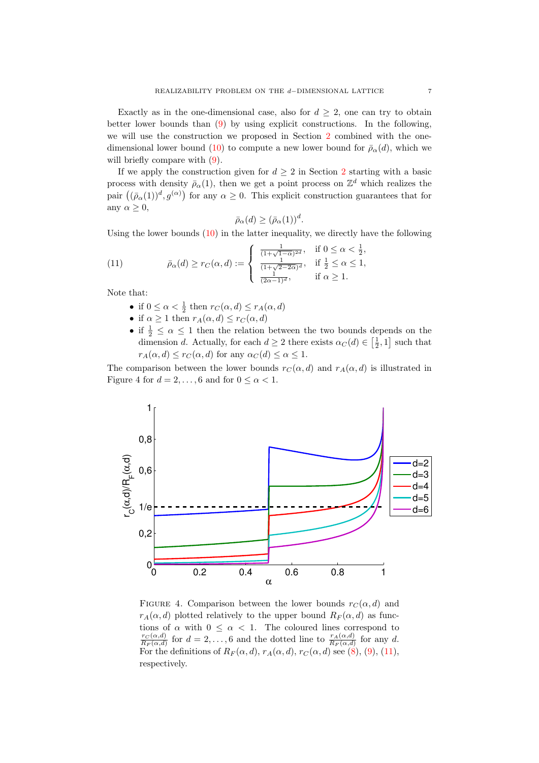Exactly as in the one-dimensional case, also for $d \geq 2$, one can try to obtain better lower bounds than (9) by using explicit constructions. In the following, we will use the construction we proposed in Section 2 combined with the one-dimensional lower bound (10) to compute a new lower bound for $\bar{\rho}_\alpha(d)$, which we will briefly compare with (9).

If we apply the construction given for $d \geq 2$ in Section 2 starting with a basic process with density $\bar{\rho}_\alpha(1)$, then we get a point process on $\mathbb{Z}^d$ which realizes the pair $\left((\bar{\rho}_\alpha(1))^d, g^{(\alpha)}\right)$ for any $\alpha \geq 0$. This explicit construction guarantees that for any $\alpha \geq 0$,

$$\bar{\rho}_\alpha(d) \geq (\bar{\rho}_\alpha(1))^d.$$

Using the lower bounds (10) in the latter inequality, we directly have the following

$$\bar{\rho}_\alpha(d) \geq r_C(\alpha, d) := \begin{cases} \frac{1}{(1+\sqrt{1-\alpha})^{2d}}, & \text{if } 0 \leq \alpha < \frac{1}{2}, \\ \frac{1}{(1+\sqrt{2-2\alpha})^d}, & \text{if } \frac{1}{2} \leq \alpha \leq 1, \\ \frac{1}{(2\alpha-1)^d}, & \text{if } \alpha \geq 1. \end{cases} \tag{11}$$

Note that:

- if $0 \leq \alpha < \frac{1}{2}$ then $r_C(\alpha, d) \leq r_A(\alpha, d)$
- if $\alpha \geq 1$ then $r_A(\alpha, d) \leq r_C(\alpha, d)$
- if $\frac{1}{2} \leq \alpha \leq 1$ then the relation between the two bounds depends on the dimension $d$. Actually, for each $d \geq 2$ there exists $\alpha_C(d) \in \left[\frac{1}{2}, 1\right]$ such that $r_A(\alpha, d) \leq r_C(\alpha, d)$ for any $\alpha_C(d) \leq \alpha \leq 1$.

The comparison between the lower bounds $r_C(\alpha, d)$ and $r_A(\alpha, d)$ is illustrated in Figure 4 for $d = 2, \ldots, 6$ and for $0 \leq \alpha < 1$.

Figure 4. Comparison between the lower bounds $r_C(\alpha, d)$ and $r_A(\alpha, d)$ plotted relatively to the upper bound $R_F(\alpha, d)$ as functions of $\alpha$ with $0 \leq \alpha < 1$. The coloured lines correspond to $\frac{r_C(\alpha,d)}{R_F(\alpha,d)}$ for $d = 2, \ldots, 6$ and the dotted line to $\frac{r_A(\alpha,d)}{R_F(\alpha,d)}$ for any $d$. For the definitions of $R_F(\alpha, d)$, $r_A(\alpha, d)$, $r_C(\alpha, d)$ see (8), (9), (11), respectively.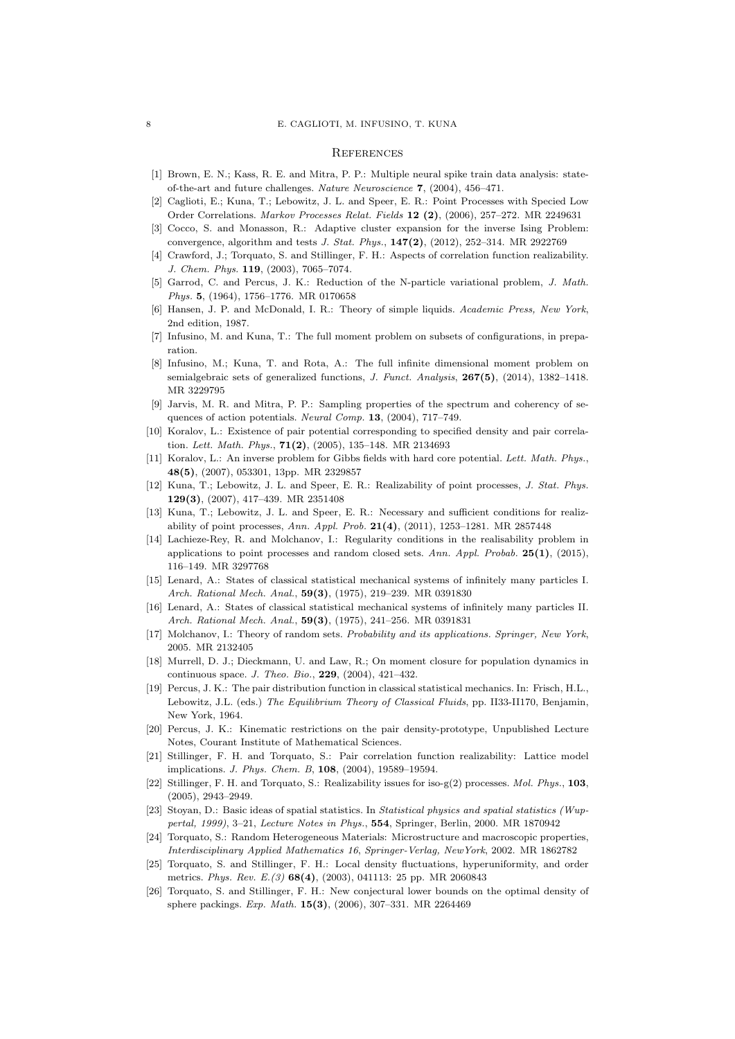## References

[1] Brown, E. N.; Kass, R. E. and Mitra, P. P.: Multiple neural spike train data analysis: state-of-the-art and future challenges. *Nature Neuroscience* **7**, (2004), 456–471.

[2] Caglioti, E.; Kuna, T.; Lebowitz, J. L. and Speer, E. R.: Point Processes with Specied Low Order Correlations. *Markov Processes Relat. Fields* **12 (2)**, (2006), 257–272. MR 2249631

[3] Cocco, S. and Monasson, R.: Adaptive cluster expansion for the inverse Ising Problem: convergence, algorithm and tests *J. Stat. Phys.*, **147(2)**, (2012), 252–314. MR 2922769

[4] Crawford, J.; Torquato, S. and Stillinger, F. H.: Aspects of correlation function realizability. *J. Chem. Phys.* **119**, (2003), 7065–7074.

[5] Garrod, C. and Percus, J. K.: Reduction of the N-particle variational problem, *J. Math. Phys.* **5**, (1964), 1756–1776. MR 0170658

[6] Hansen, J. P. and McDonald, I. R.: Theory of simple liquids. *Academic Press, New York*, 2nd edition, 1987.

[7] Infusino, M. and Kuna, T.: The full moment problem on subsets of configurations, in preparation.

[8] Infusino, M.; Kuna, T. and Rota, A.: The full infinite dimensional moment problem on semialgebraic sets of generalized functions, *J. Funct. Analysis*, **267(5)**, (2014), 1382–1418. MR 3229795

[9] Jarvis, M. R. and Mitra, P. P.: Sampling properties of the spectrum and coherency of sequences of action potentials. *Neural Comp.* **13**, (2004), 717–749.

[10] Koralov, L.: Existence of pair potential corresponding to specified density and pair correlation. *Lett. Math. Phys.*, **71(2)**, (2005), 135–148. MR 2134693

[11] Koralov, L.: An inverse problem for Gibbs fields with hard core potential. *Lett. Math. Phys.*, **48(5)**, (2007), 053301, 13pp. MR 2329857

[12] Kuna, T.; Lebowitz, J. L. and Speer, E. R.: Realizability of point processes, *J. Stat. Phys.* **129(3)**, (2007), 417–439. MR 2351408

[13] Kuna, T.; Lebowitz, J. L. and Speer, E. R.: Necessary and sufficient conditions for realizability of point processes, *Ann. Appl. Prob.* **21(4)**, (2011), 1253–1281. MR 2857448

[14] Lachieze-Rey, R. and Molchanov, I.: Regularity conditions in the realisability problem in applications to point processes and random closed sets. *Ann. Appl. Probab.* **25(1)**, (2015), 116–149. MR 3297768

[15] Lenard, A.: States of classical statistical mechanical systems of infinitely many particles I. *Arch. Rational Mech. Anal.*, **59(3)**, (1975), 219–239. MR 0391830

[16] Lenard, A.: States of classical statistical mechanical systems of infinitely many particles II. *Arch. Rational Mech. Anal.*, **59(3)**, (1975), 241–256. MR 0391831

[17] Molchanov, I.: Theory of random sets. *Probability and its applications. Springer, New York*, 2005. MR 2132405

[18] Murrell, D. J.; Dieckmann, U. and Law, R.; On moment closure for population dynamics in continuous space. *J. Theo. Bio.*, **229**, (2004), 421–432.

[19] Percus, J. K.: The pair distribution function in classical statistical mechanics. In: Frisch, H.L., Lebowitz, J.L. (eds.) *The Equilibrium Theory of Classical Fluids*, pp. II33-II170, Benjamin, New York, 1964.

[20] Percus, J. K.: Kinematic restrictions on the pair density-prototype, Unpublished Lecture Notes, Courant Institute of Mathematical Sciences.

[21] Stillinger, F. H. and Torquato, S.: Pair correlation function realizability: Lattice model implications. *J. Phys. Chem. B*, **108**, (2004), 19589–19594.

[22] Stillinger, F. H. and Torquato, S.: Realizability issues for iso-g(2) processes. *Mol. Phys.*, **103**, (2005), 2943–2949.

[23] Stoyan, D.: Basic ideas of spatial statistics. In *Statistical physics and spatial statistics (Wuppertal, 1999)*, 3–21, *Lecture Notes in Phys.*, **554**, Springer, Berlin, 2000. MR 1870942

[24] Torquato, S.: Random Heterogeneous Materials: Microstructure and macroscopic properties, *Interdisciplinary Applied Mathematics 16*, *Springer-Verlag, NewYork*, 2002. MR 1862782

[25] Torquato, S. and Stillinger, F. H.: Local density fluctuations, hyperuniformity, and order metrics. *Phys. Rev. E.(3)* **68(4)**, (2003), 041113: 25 pp. MR 2060843

[26] Torquato, S. and Stillinger, F. H.: New conjectural lower bounds on the optimal density of sphere packings. *Exp. Math.* **15(3)**, (2006), 307–331. MR 2264469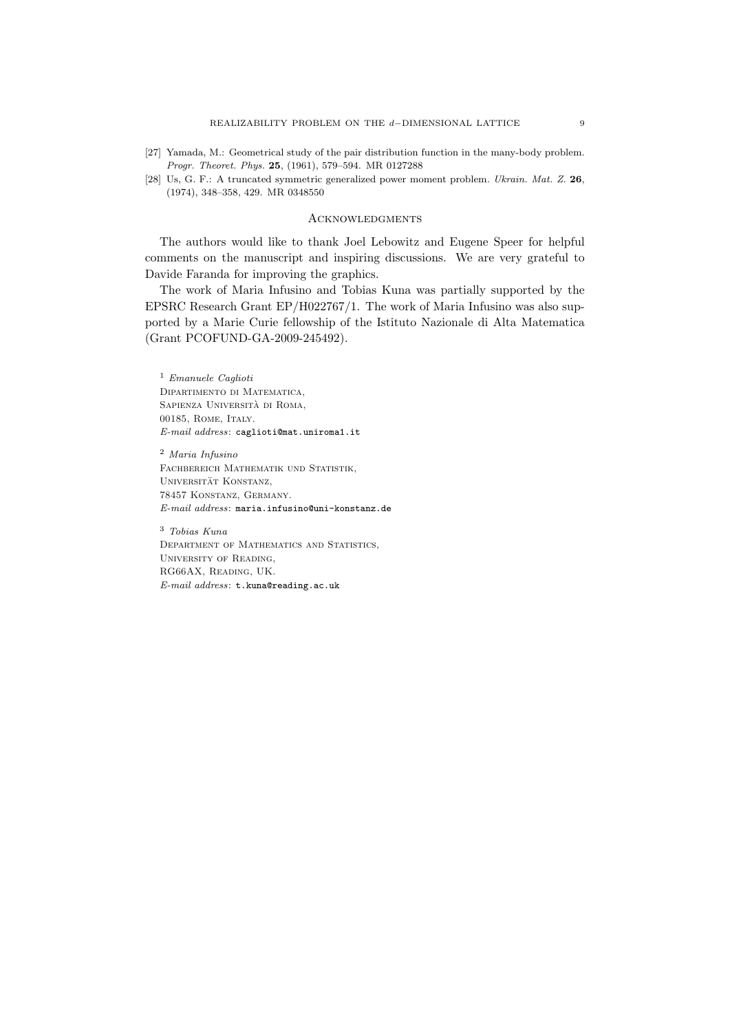[27] Yamada, M.: Geometrical study of the pair distribution function in the many-body problem. *Progr. Theoret. Phys.* **25**, (1961), 579–594. MR 0127288

[28] Us, G. F.: A truncated symmetric generalized power moment problem. *Ukrain. Mat. Z.* **26**, (1974), 348–358, 429. MR 0348550

## Acknowledgments

The authors would like to thank Joel Lebowitz and Eugene Speer for helpful comments on the manuscript and inspiring discussions. We are very grateful to Davide Faranda for improving the graphics.

The work of Maria Infusino and Tobias Kuna was partially supported by the EPSRC Research Grant EP/H022767/1. The work of Maria Infusino was also supported by a Marie Curie fellowship of the Istituto Nazionale di Alta Matematica (Grant PCOFUND-GA-2009-245492).

[1] *Emanuele Caglioti*
Dipartimento di Matematica,
Sapienza Università di Roma,
00185, Rome, Italy.
*E-mail address*: caglioti@mat.uniroma1.it

[2] *Maria Infusino*
Fachbereich Mathematik und Statistik,
Universität Konstanz,
78457 Konstanz, Germany.
*E-mail address*: maria.infusino@uni-konstanz.de

[3] *Tobias Kuna*
Department of Mathematics and Statistics,
University of Reading,
RG66AX, Reading, UK.
*E-mail address*: t.kuna@reading.ac.uk